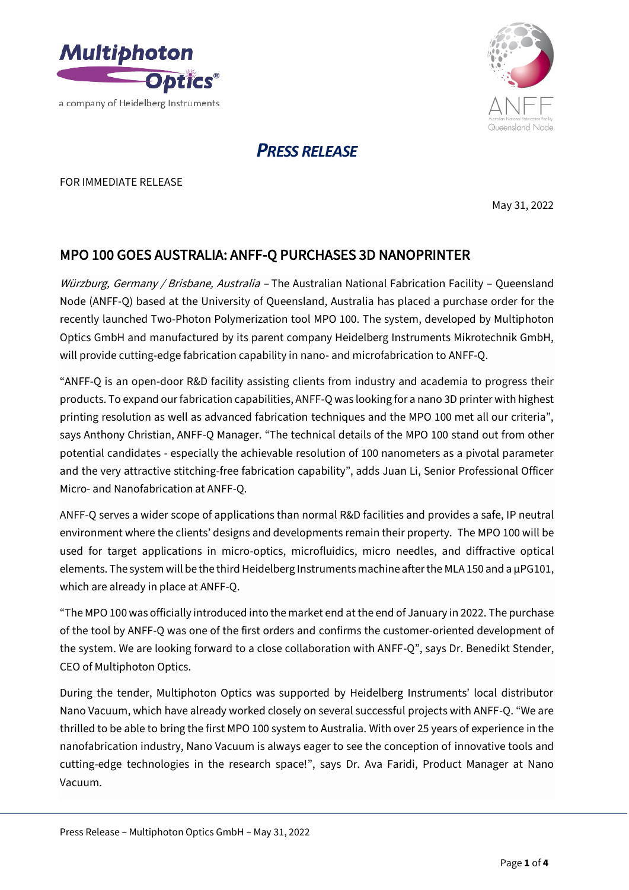# PRESS RELEASE

FOR IMMEDIATE RELEASE

May 31, 2022

## MPO 100 GOES AUSTRALIA: ANFF-Q PURCHASES 3D NANOPRINTER

*Würzburg, Germany / Brisbane, Australia* – The Australian National Fabrication Facility – Queensland Node (ANFF-Q) based at the University of Queensland, Australia has placed a purchase order for the recently launched Two-Photon Polymerization tool MPO 100. The system, developed by Multiphoton Optics GmbH and manufactured by its parent company Heidelberg Instruments Mikrotechnik GmbH, will provide cutting-edge fabrication capability in nano- and microfabrication to ANFF-Q.

"ANFF-Q is an open-door R&D facility assisting clients from industry and academia to progress their products. To expand our fabrication capabilities, ANFF-Q was looking for a nano 3D printer with highest printing resolution as well as advanced fabrication techniques and the MPO 100 met all our criteria", says Anthony Christian, ANFF-Q Manager. "The technical details of the MPO 100 stand out from other potential candidates - especially the achievable resolution of 100 nanometers as a pivotal parameter and the very attractive stitching-free fabrication capability", adds Juan Li, Senior Professional Officer Micro- and Nanofabrication at ANFF-Q.

ANFF-Q serves a wider scope of applications than normal R&D facilities and provides a safe, IP neutral environment where the clients' designs and developments remain their property. The MPO 100 will be used for target applications in micro-optics, microfluidics, micro needles, and diffractive optical elements. The system will be the third Heidelberg Instruments machine after the MLA 150 and a µPG101, which are already in place at ANFF-Q.

"The MPO 100 was officially introduced into the market end at the end of January in 2022. The purchase of the tool by ANFF-Q was one of the first orders and confirms the customer-oriented development of the system. We are looking forward to a close collaboration with ANFF-Q", says Dr. Benedikt Stender, CEO of Multiphoton Optics.

During the tender, Multiphoton Optics was supported by Heidelberg Instruments' local distributor Nano Vacuum, which have already worked closely on several successful projects with ANFF-Q. "We are thrilled to be able to bring the first MPO 100 system to Australia. With over 25 years of experience in the nanofabrication industry, Nano Vacuum is always eager to see the conception of innovative tools and cutting-edge technologies in the research space!", says Dr. Ava Faridi, Product Manager at Nano Vacuum.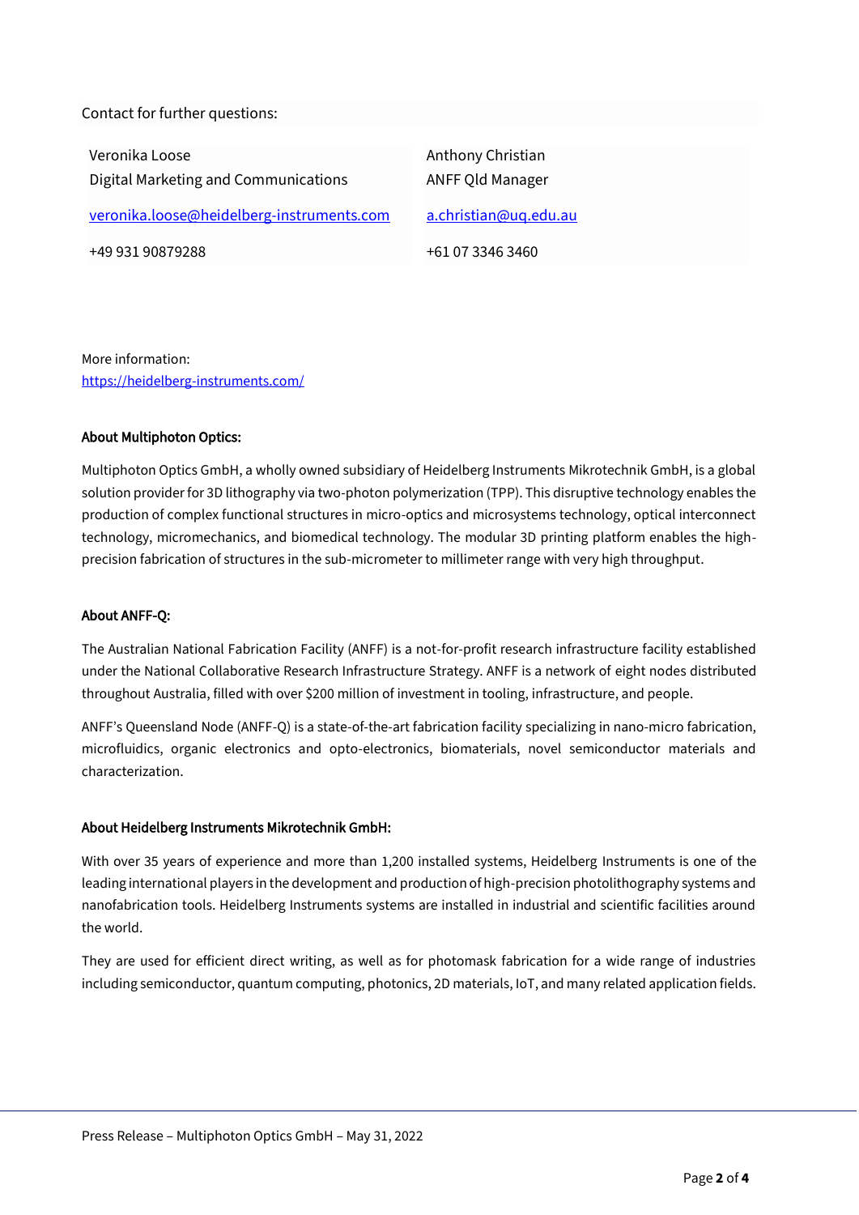Contact for further questions:

| Veronika Loose<br>Digital Marketing and Communications | Anthony Christian<br>ANFF Qld Manager |
|---|---|
| veronika.loose@heidelberg-instruments.com | a.christian@uq.edu.au |
| +49 931 90879288 | +61 07 3346 3460 |

More information:
https://heidelberg-instruments.com/

**About Multiphoton Optics:**

Multiphoton Optics GmbH, a wholly owned subsidiary of Heidelberg Instruments Mikrotechnik GmbH, is a global solution provider for 3D lithography via two-photon polymerization (TPP). This disruptive technology enables the production of complex functional structures in micro-optics and microsystems technology, optical interconnect technology, micromechanics, and biomedical technology. The modular 3D printing platform enables the high-precision fabrication of structures in the sub-micrometer to millimeter range with very high throughput.

**About ANFF-Q:**

The Australian National Fabrication Facility (ANFF) is a not-for-profit research infrastructure facility established under the National Collaborative Research Infrastructure Strategy. ANFF is a network of eight nodes distributed throughout Australia, filled with over $200 million of investment in tooling, infrastructure, and people.

ANFF's Queensland Node (ANFF-Q) is a state-of-the-art fabrication facility specializing in nano-micro fabrication, microfluidics, organic electronics and opto-electronics, biomaterials, novel semiconductor materials and characterization.

**About Heidelberg Instruments Mikrotechnik GmbH:**

With over 35 years of experience and more than 1,200 installed systems, Heidelberg Instruments is one of the leading international players in the development and production of high-precision photolithography systems and nanofabrication tools. Heidelberg Instruments systems are installed in industrial and scientific facilities around the world.

They are used for efficient direct writing, as well as for photomask fabrication for a wide range of industries including semiconductor, quantum computing, photonics, 2D materials, IoT, and many related application fields.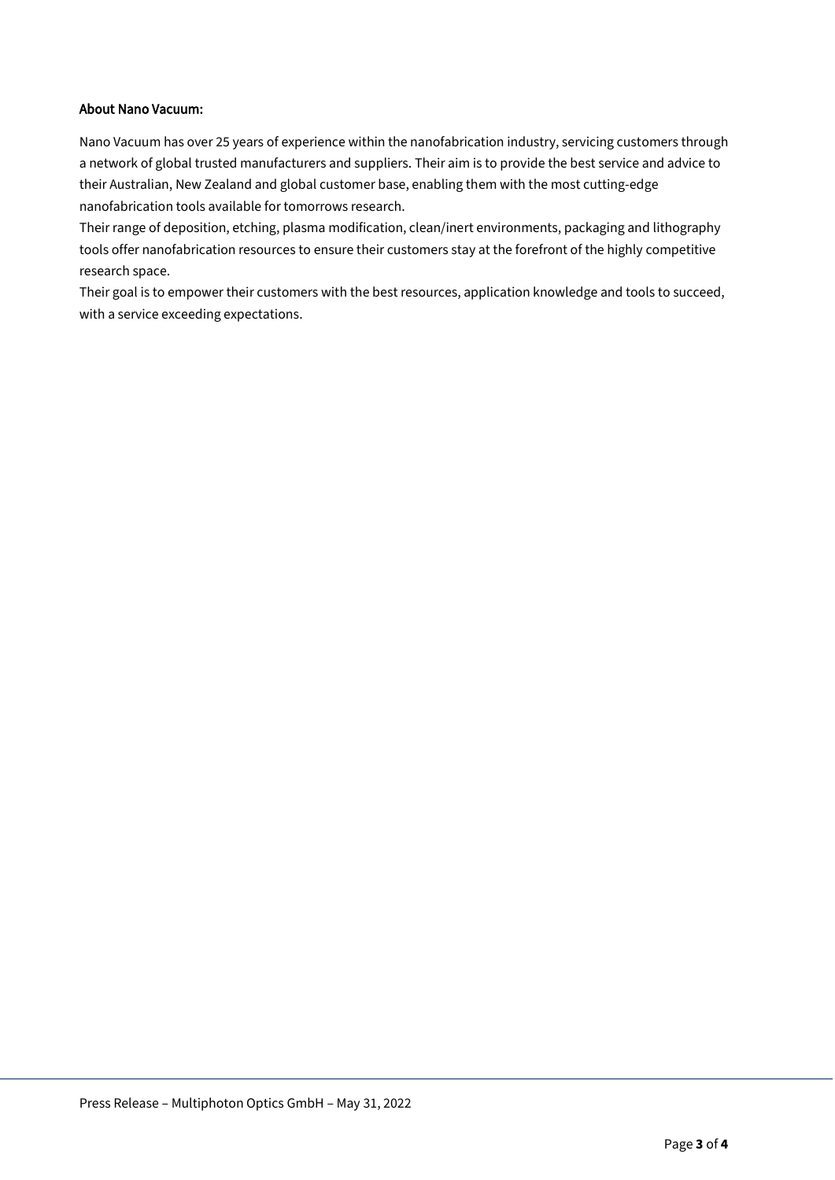#### About Nano Vacuum:

Nano Vacuum has over 25 years of experience within the nanofabrication industry, servicing customers through a network of global trusted manufacturers and suppliers. Their aim is to provide the best service and advice to their Australian, New Zealand and global customer base, enabling them with the most cutting-edge nanofabrication tools available for tomorrows research.
Their range of deposition, etching, plasma modification, clean/inert environments, packaging and lithography tools offer nanofabrication resources to ensure their customers stay at the forefront of the highly competitive research space.
Their goal is to empower their customers with the best resources, application knowledge and tools to succeed, with a service exceeding expectations.